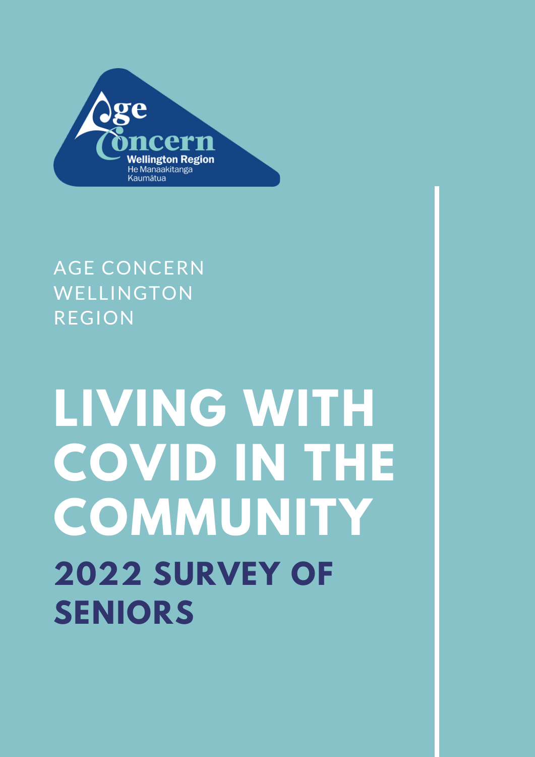Age Concern
Wellington Region
He Manaakitanga
Kaumātua

AGE CONCERN WELLINGTON REGION

# LIVING WITH COVID IN THE COMMUNITY

## 2022 SURVEY OF SENIORS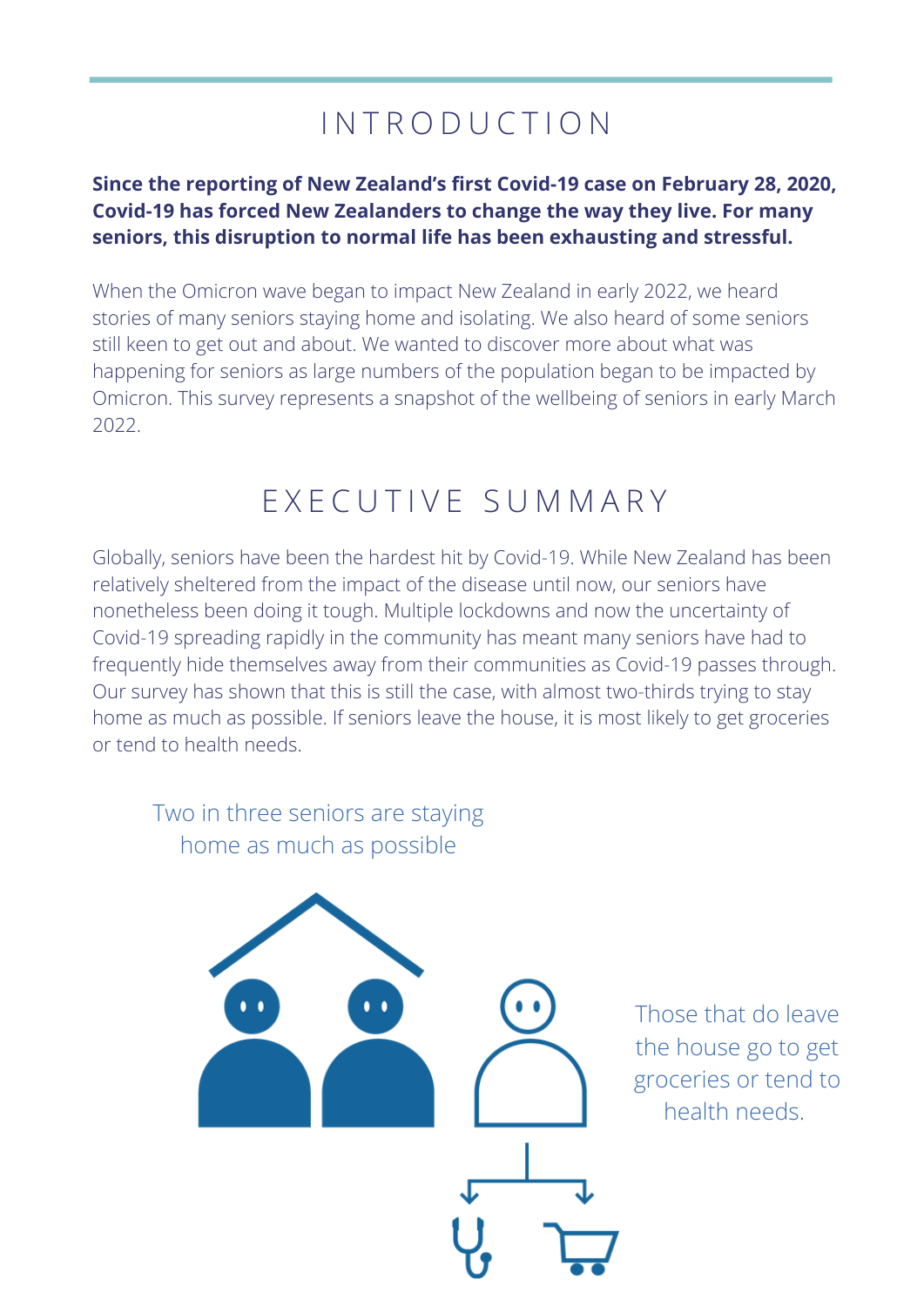# INTRODUCTION

**Since the reporting of New Zealand's first Covid-19 case on February 28, 2020, Covid-19 has forced New Zealanders to change the way they live. For many seniors, this disruption to normal life has been exhausting and stressful.**

When the Omicron wave began to impact New Zealand in early 2022, we heard stories of many seniors staying home and isolating. We also heard of some seniors still keen to get out and about. We wanted to discover more about what was happening for seniors as large numbers of the population began to be impacted by Omicron. This survey represents a snapshot of the wellbeing of seniors in early March 2022.

# EXECUTIVE SUMMARY

Globally, seniors have been the hardest hit by Covid-19. While New Zealand has been relatively sheltered from the impact of the disease until now, our seniors have nonetheless been doing it tough. Multiple lockdowns and now the uncertainty of Covid-19 spreading rapidly in the community has meant many seniors have had to frequently hide themselves away from their communities as Covid-19 passes through. Our survey has shown that this is still the case, with almost two-thirds trying to stay home as much as possible. If seniors leave the house, it is most likely to get groceries or tend to health needs.

Two in three seniors are staying home as much as possible

Those that do leave the house go to get groceries or tend to health needs.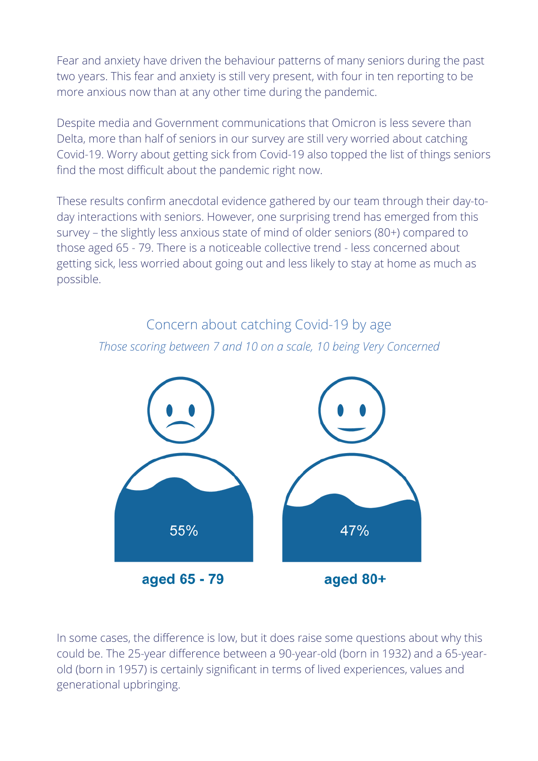Fear and anxiety have driven the behaviour patterns of many seniors during the past two years. This fear and anxiety is still very present, with four in ten reporting to be more anxious now than at any other time during the pandemic.

Despite media and Government communications that Omicron is less severe than Delta, more than half of seniors in our survey are still very worried about catching Covid-19. Worry about getting sick from Covid-19 also topped the list of things seniors find the most difficult about the pandemic right now.

These results confirm anecdotal evidence gathered by our team through their day-to-day interactions with seniors. However, one surprising trend has emerged from this survey – the slightly less anxious state of mind of older seniors (80+) compared to those aged 65 - 79. There is a noticeable collective trend - less concerned about getting sick, less worried about going out and less likely to stay at home as much as possible.

## Concern about catching Covid-19 by age

*Those scoring between 7 and 10 on a scale, 10 being Very Concerned*

| aged 65 - 79 | aged 80+ |
|---|---|
| 55% | 47% |

In some cases, the difference is low, but it does raise some questions about why this could be. The 25-year difference between a 90-year-old (born in 1932) and a 65-year-old (born in 1957) is certainly significant in terms of lived experiences, values and generational upbringing.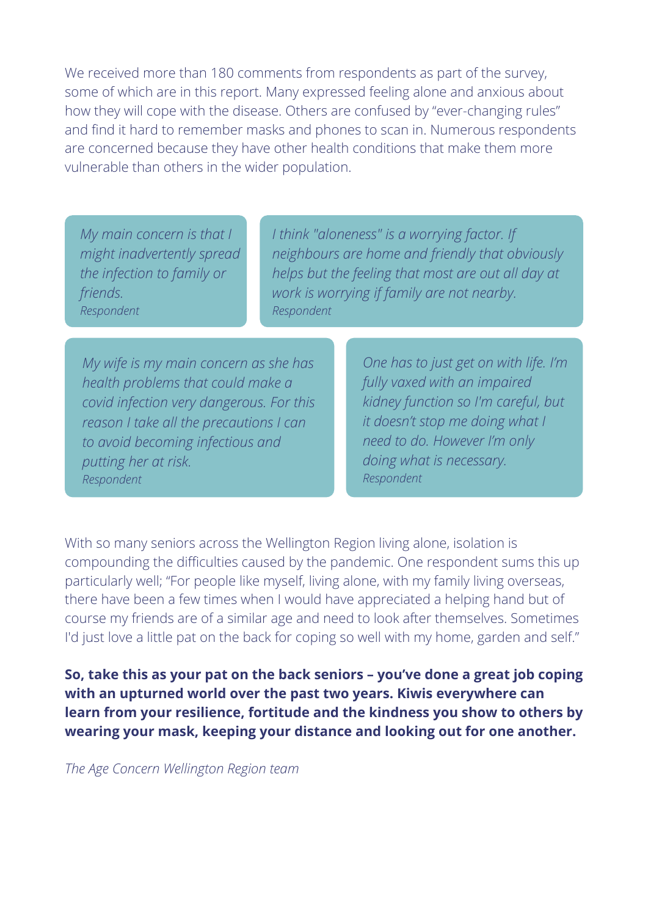We received more than 180 comments from respondents as part of the survey, some of which are in this report. Many expressed feeling alone and anxious about how they will cope with the disease. Others are confused by “ever-changing rules” and find it hard to remember masks and phones to scan in. Numerous respondents are concerned because they have other health conditions that make them more vulnerable than others in the wider population.

> *My main concern is that I might inadvertently spread the infection to family or friends.*
> *Respondent*

> *I think "aloneness" is a worrying factor. If neighbours are home and friendly that obviously helps but the feeling that most are out all day at work is worrying if family are not nearby.*
> *Respondent*

> *My wife is my main concern as she has health problems that could make a covid infection very dangerous. For this reason I take all the precautions I can to avoid becoming infectious and putting her at risk.*
> *Respondent*

> *One has to just get on with life. I’m fully vaxed with an impaired kidney function so I'm careful, but it doesn’t stop me doing what I need to do. However I’m only doing what is necessary.*
> *Respondent*

With so many seniors across the Wellington Region living alone, isolation is compounding the difficulties caused by the pandemic. One respondent sums this up particularly well; “For people like myself, living alone, with my family living overseas, there have been a few times when I would have appreciated a helping hand but of course my friends are of a similar age and need to look after themselves. Sometimes I'd just love a little pat on the back for coping so well with my home, garden and self.”

**So, take this as your pat on the back seniors – you’ve done a great job coping with an upturned world over the past two years. Kiwis everywhere can learn from your resilience, fortitude and the kindness you show to others by wearing your mask, keeping your distance and looking out for one another.**

*The Age Concern Wellington Region team*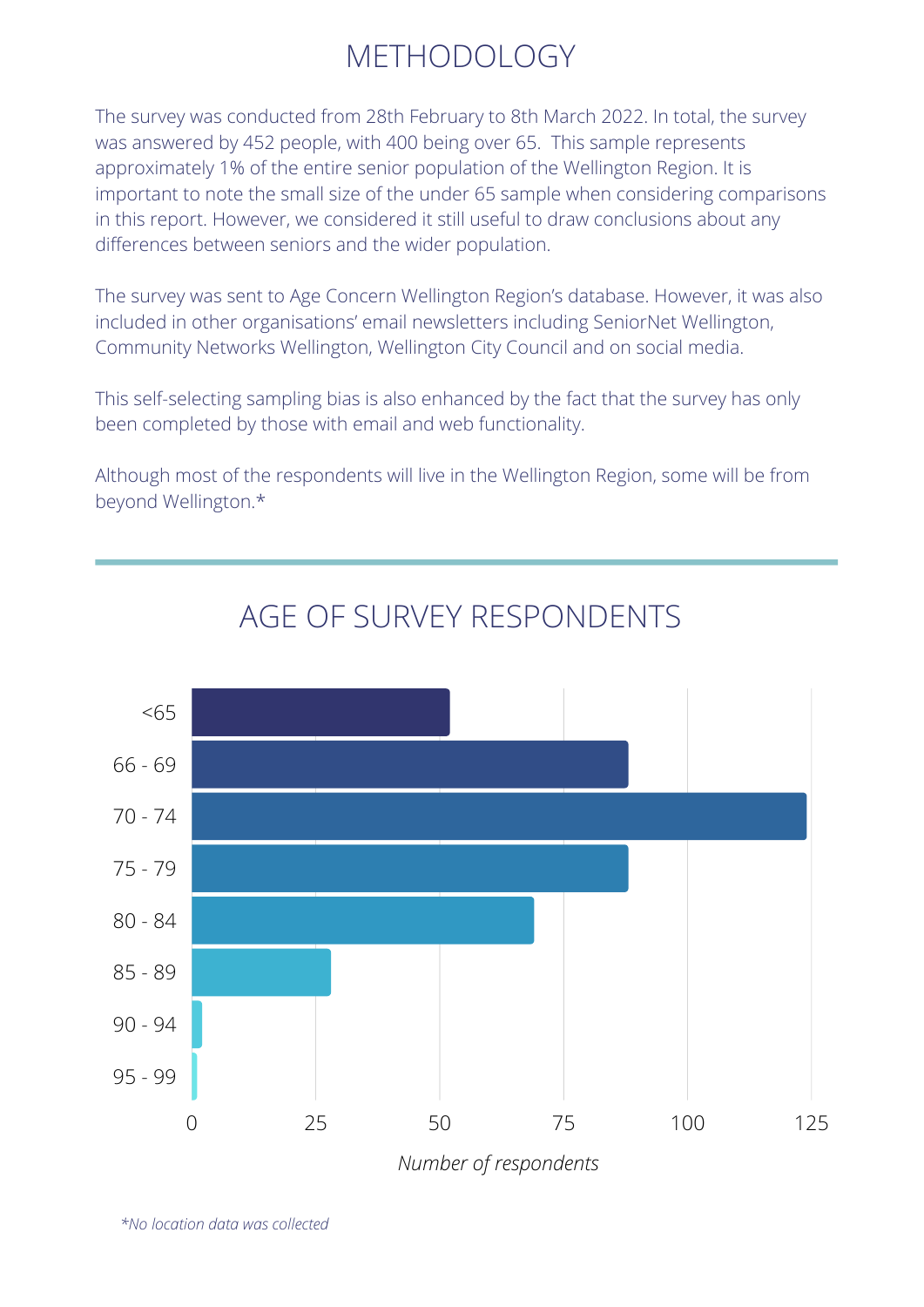# METHODOLOGY

The survey was conducted from 28th February to 8th March 2022. In total, the survey was answered by 452 people, with 400 being over 65. This sample represents approximately 1% of the entire senior population of the Wellington Region. It is important to note the small size of the under 65 sample when considering comparisons in this report. However, we considered it still useful to draw conclusions about any differences between seniors and the wider population.

The survey was sent to Age Concern Wellington Region's database. However, it was also included in other organisations' email newsletters including SeniorNet Wellington, Community Networks Wellington, Wellington City Council and on social media.

This self-selecting sampling bias is also enhanced by the fact that the survey has only been completed by those with email and web functionality.

Although most of the respondents will live in the Wellington Region, some will be from beyond Wellington.*

## AGE OF SURVEY RESPONDENTS

| Age | Number of respondents (approx.) |
|---|---|
| <65 | 52 |
| 66 - 69 | 88 |
| 70 - 74 | 124 |
| 75 - 79 | 88 |
| 80 - 84 | 69 |
| 85 - 89 | 28 |
| 90 - 94 | 2 |
| 95 - 99 | 1 |

*Number of respondents*

*\*No location data was collected*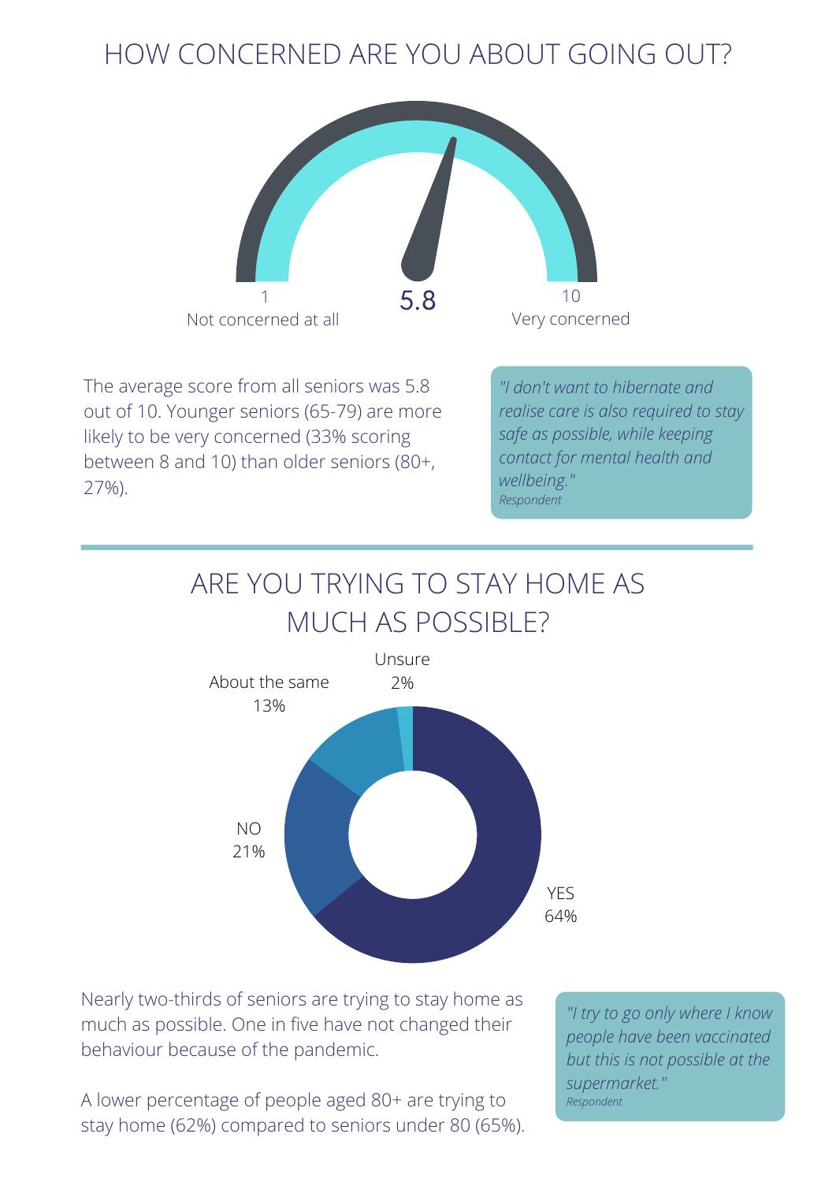## HOW CONCERNED ARE YOU ABOUT GOING OUT?

1 Not concerned at all — **5.8** — 10 Very concerned

The average score from all seniors was 5.8 out of 10. Younger seniors (65-79) are more likely to be very concerned (33% scoring between 8 and 10) than older seniors (80+, 27%).

> *"I don't want to hibernate and realise care is also required to stay safe as possible, while keeping contact for mental health and wellbeing."*
> *Respondent*

## ARE YOU TRYING TO STAY HOME AS MUCH AS POSSIBLE?

| Response | Percentage |
| --- | --- |
| YES | 64% |
| NO | 21% |
| About the same | 13% |
| Unsure | 2% |

Nearly two-thirds of seniors are trying to stay home as much as possible. One in five have not changed their behaviour because of the pandemic.

A lower percentage of people aged 80+ are trying to stay home (62%) compared to seniors under 80 (65%).

> *"I try to go only where I know people have been vaccinated but this is not possible at the supermarket."*
> *Respondent*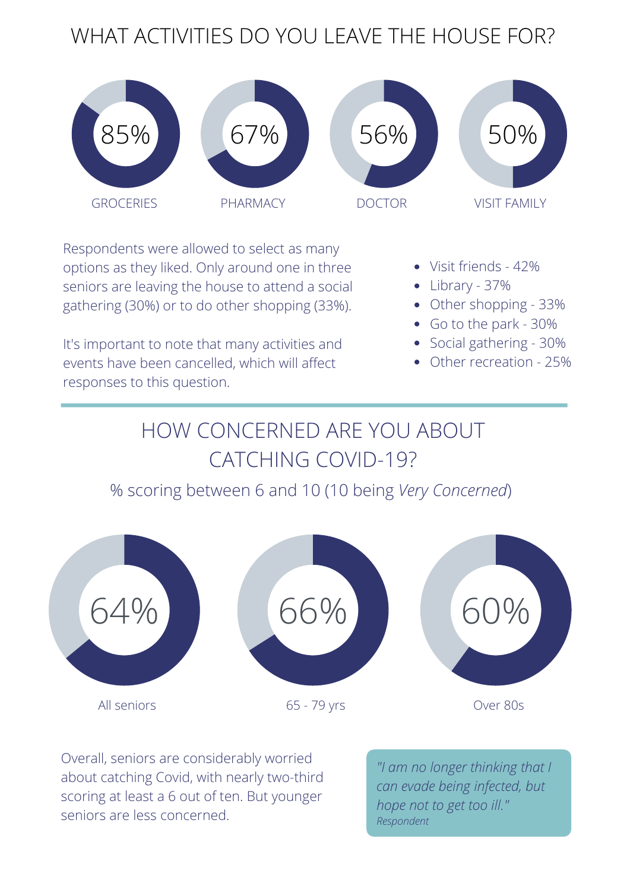# WHAT ACTIVITIES DO YOU LEAVE THE HOUSE FOR?

| 85% | 67% | 56% | 50% |
|---|---|---|---|
| GROCERIES | PHARMACY | DOCTOR | VISIT FAMILY |

Respondents were allowed to select as many options as they liked. Only around one in three seniors are leaving the house to attend a social gathering (30%) or to do other shopping (33%).

It's important to note that many activities and events have been cancelled, which will affect responses to this question.

- Visit friends - 42%
- Library - 37%
- Other shopping - 33%
- Go to the park - 30%
- Social gathering - 30%
- Other recreation - 25%

# HOW CONCERNED ARE YOU ABOUT CATCHING COVID-19?

% scoring between 6 and 10 (10 being *Very Concerned*)

| 64% | 66% | 60% |
|---|---|---|
| All seniors | 65 - 79 yrs | Over 80s |

Overall, seniors are considerably worried about catching Covid, with nearly two-third scoring at least a 6 out of ten. But younger seniors are less concerned.

> *"I am no longer thinking that I can evade being infected, but hope not to get too ill."*
> *Respondent*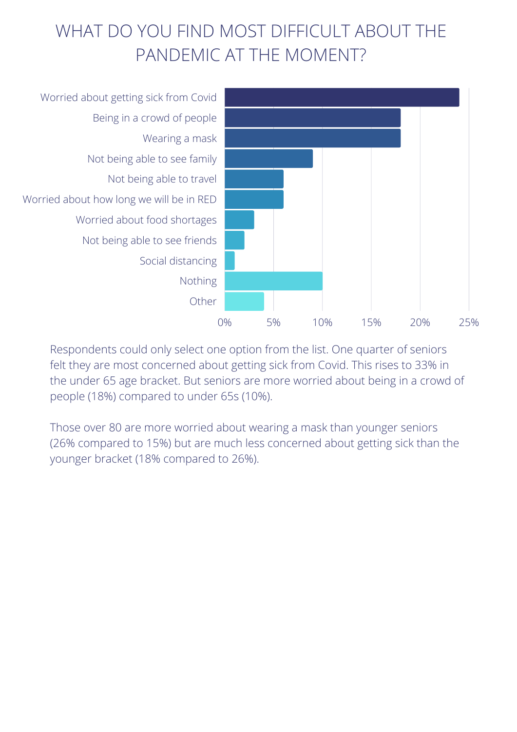# WHAT DO YOU FIND MOST DIFFICULT ABOUT THE PANDEMIC AT THE MOMENT?

| Response | Percentage |
|---|---|
| Worried about getting sick from Covid | 24% |
| Being in a crowd of people | 18% |
| Wearing a mask | 18% |
| Not being able to see family | 9% |
| Not being able to travel | 6% |
| Worried about how long we will be in RED | 6% |
| Worried about food shortages | 3% |
| Not being able to see friends | 2% |
| Social distancing | 1% |
| Nothing | 10% |
| Other | 4% |

Respondents could only select one option from the list. One quarter of seniors felt they are most concerned about getting sick from Covid. This rises to 33% in the under 65 age bracket. But seniors are more worried about being in a crowd of people (18%) compared to under 65s (10%).

Those over 80 are more worried about wearing a mask than younger seniors (26% compared to 15%) but are much less concerned about getting sick than the younger bracket (18% compared to 26%).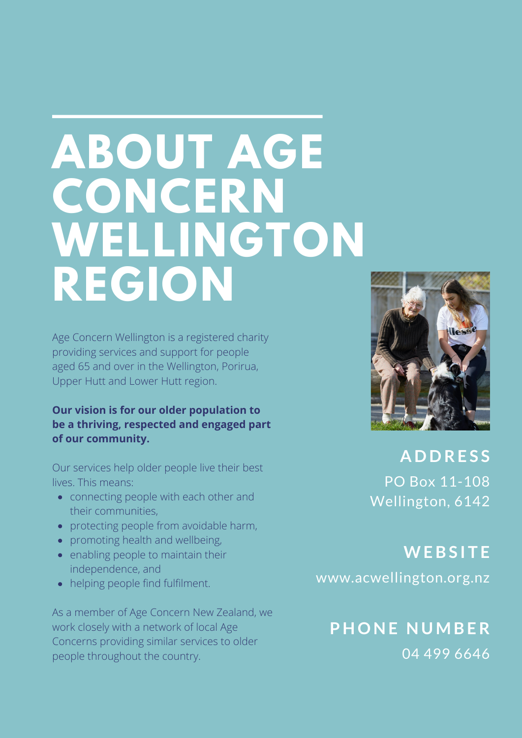# ABOUT AGE CONCERN WELLINGTON REGION

Age Concern Wellington is a registered charity providing services and support for people aged 65 and over in the Wellington, Porirua, Upper Hutt and Lower Hutt region.

**Our vision is for our older population to be a thriving, respected and engaged part of our community.**

Our services help older people live their best lives. This means:

- connecting people with each other and their communities,
- protecting people from avoidable harm,
- promoting health and wellbeing,
- enabling people to maintain their independence, and
- helping people find fulfilment.

As a member of Age Concern New Zealand, we work closely with a network of local Age Concerns providing similar services to older people throughout the country.

## ADDRESS

PO Box 11-108
Wellington, 6142

## WEBSITE

www.acwellington.org.nz

## PHONE NUMBER

04 499 6646